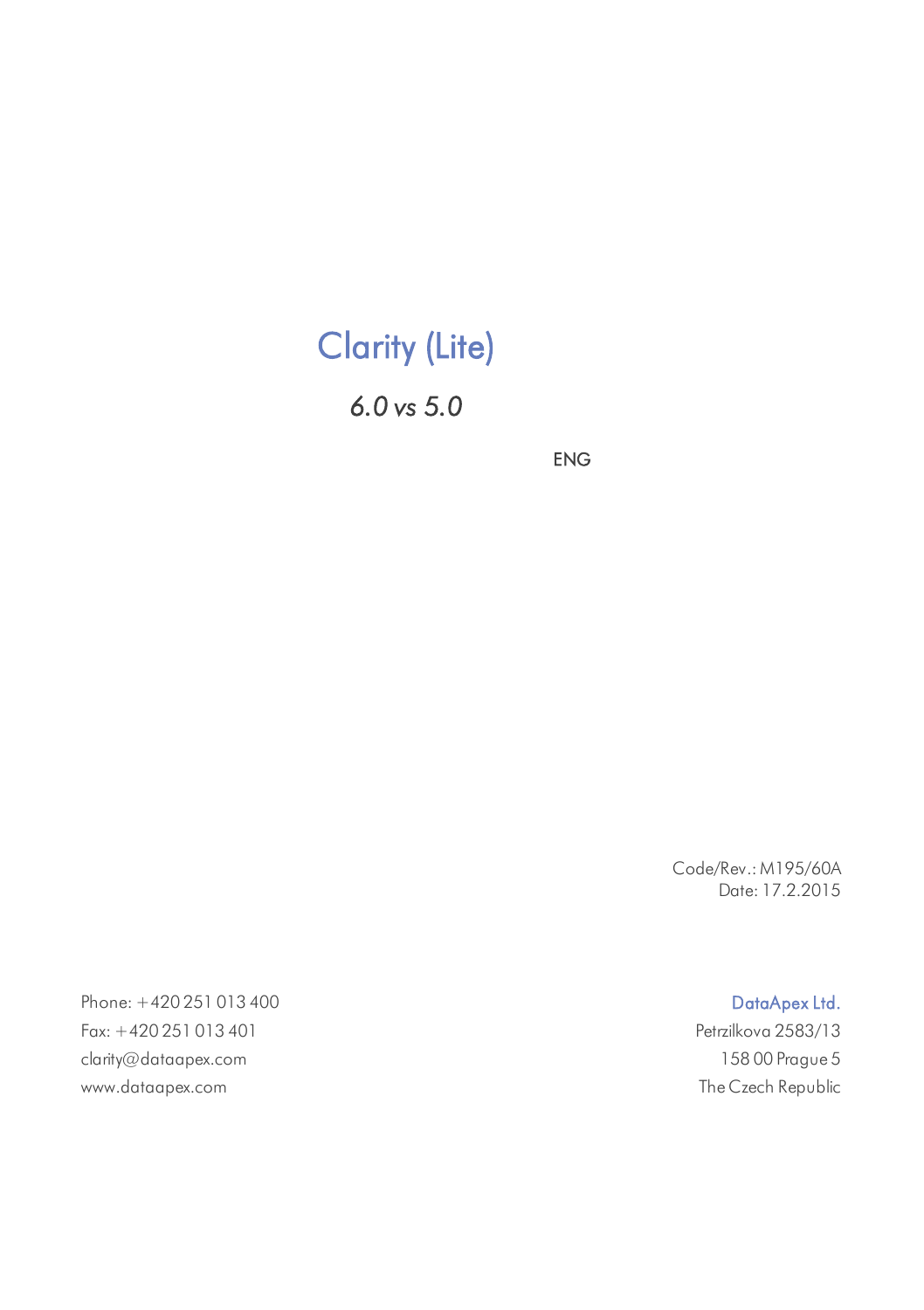# Clarity (Lite)

*6.0 vs 5.0*

ENG

Code/Rev.: M195/60A
Date: 17.2.2015

Phone: +420 251 013 400
Fax: +420 251 013 401
clarity@dataapex.com
www.dataapex.com

DataApex Ltd.
Petrzilkova 2583/13
158 00 Prague 5
The Czech Republic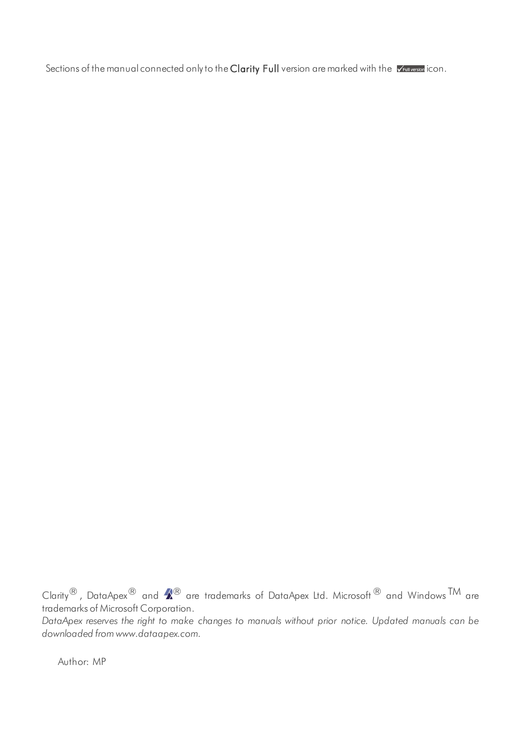Sections of the manual connected only to the **Clarity Full** version are marked with the ✓Full version icon.

Clarity®, DataApex® and ® are trademarks of DataApex Ltd. Microsoft® and Windows™ are trademarks of Microsoft Corporation.

*DataApex reserves the right to make changes to manuals without prior notice. Updated manuals can be downloaded from www.dataapex.com.*

Author: MP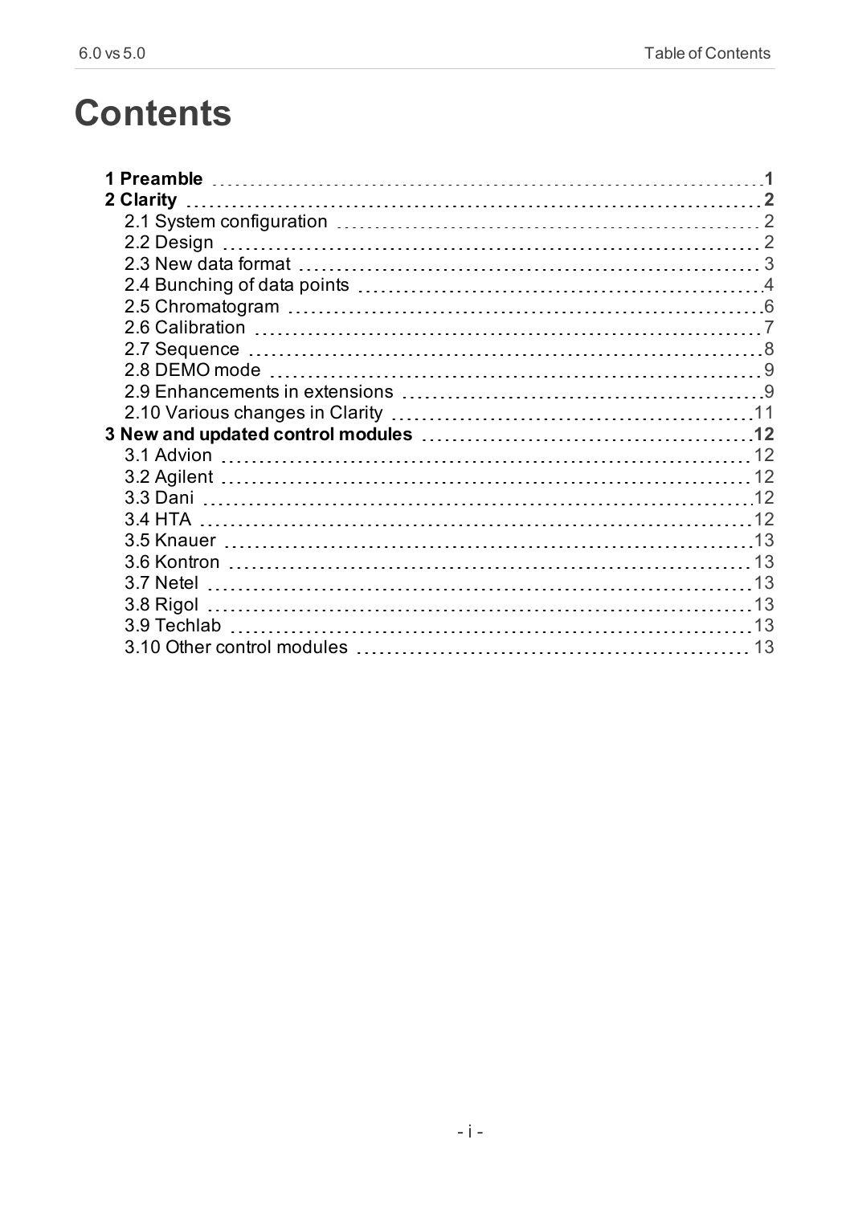# Contents

**1 Preamble** ..... **1**
**2 Clarity** ..... **2**
- 2.1 System configuration ..... 2
- 2.2 Design ..... 2
- 2.3 New data format ..... 3
- 2.4 Bunching of data points ..... 4
- 2.5 Chromatogram ..... 6
- 2.6 Calibration ..... 7
- 2.7 Sequence ..... 8
- 2.8 DEMO mode ..... 9
- 2.9 Enhancements in extensions ..... 9
- 2.10 Various changes in Clarity ..... 11

**3 New and updated control modules** ..... **12**
- 3.1 Advion ..... 12
- 3.2 Agilent ..... 12
- 3.3 Dani ..... 12
- 3.4 HTA ..... 12
- 3.5 Knauer ..... 13
- 3.6 Kontron ..... 13
- 3.7 Netel ..... 13
- 3.8 Rigol ..... 13
- 3.9 Techlab ..... 13
- 3.10 Other control modules ..... 13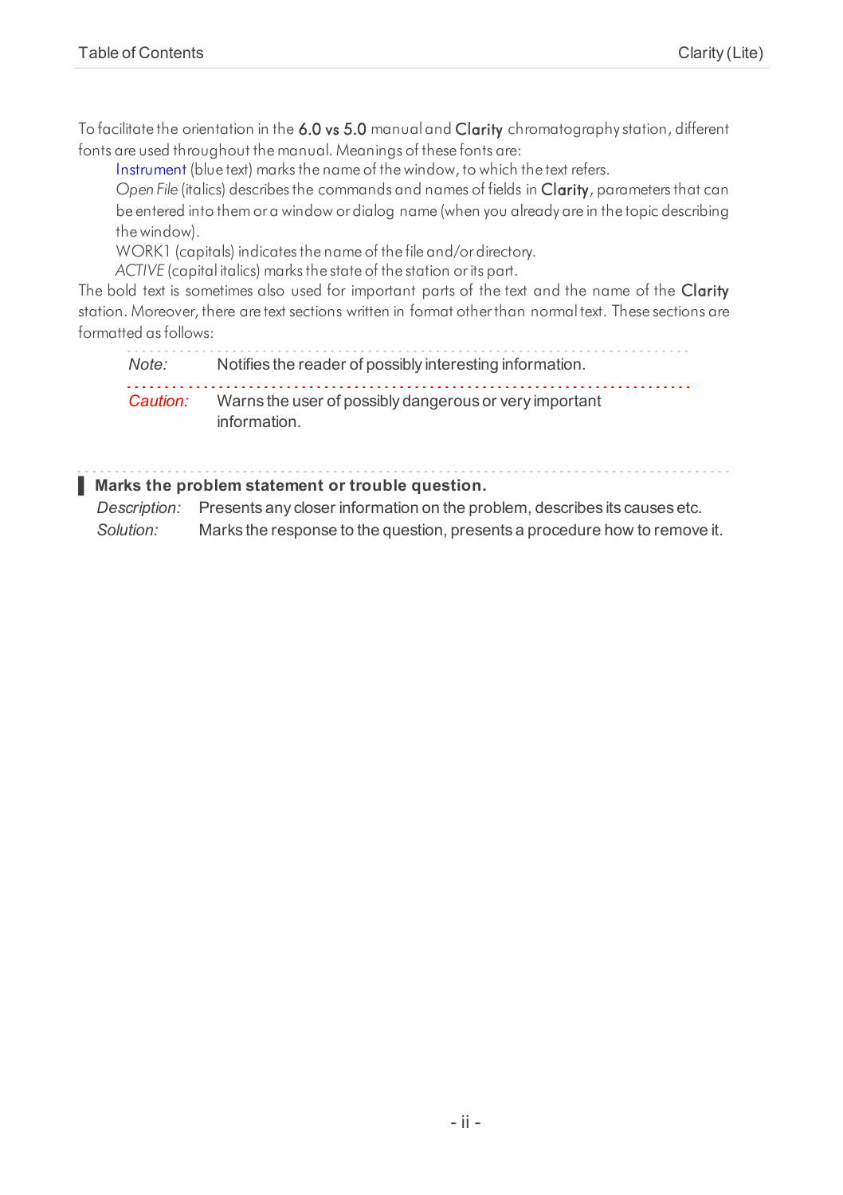To facilitate the orientation in the **6.0 vs 5.0** manual and **Clarity** chromatography station, different fonts are used throughout the manual. Meanings of these fonts are:

Instrument (blue text) marks the name of the window, to which the text refers.

*Open File* (italics) describes the commands and names of fields in **Clarity**, parameters that can be entered into them or a window or dialog name (when you already are in the topic describing the window).

WORK1 (capitals) indicates the name of the file and/or directory.

*ACTIVE* (capital italics) marks the state of the station or its part.

The bold text is sometimes also used for important parts of the text and the name of the **Clarity** station. Moreover, there are text sections written in format other than normal text. These sections are formatted as follows:

*Note:* Notifies the reader of possibly interesting information.

*Caution:* Warns the user of possibly dangerous or very important information.

**Marks the problem statement or trouble question.**

*Description:* Presents any closer information on the problem, describes its causes etc.

*Solution:* Marks the response to the question, presents a procedure how to remove it.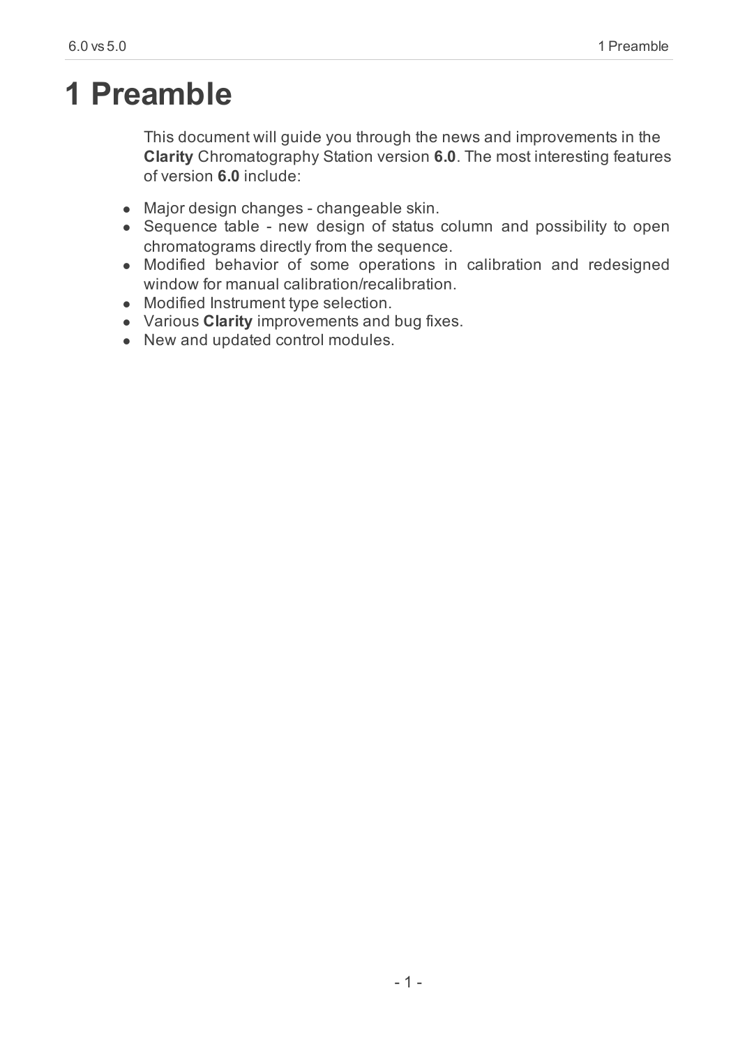# 1 Preamble

This document will guide you through the news and improvements in the **Clarity** Chromatography Station version **6.0**. The most interesting features of version **6.0** include:

- Major design changes - changeable skin.
- Sequence table - new design of status column and possibility to open chromatograms directly from the sequence.
- Modified behavior of some operations in calibration and redesigned window for manual calibration/recalibration.
- Modified Instrument type selection.
- Various **Clarity** improvements and bug fixes.
- New and updated control modules.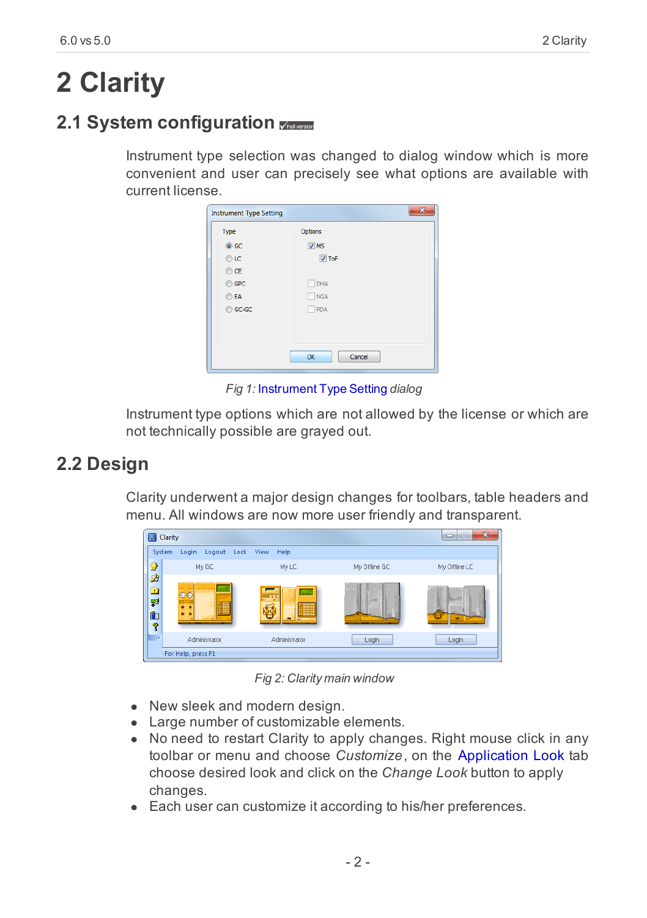# 2 Clarity

## 2.1 System configuration

Instrument type selection was changed to dialog window which is more convenient and user can precisely see what options are available with current license.

*Fig 1: Instrument Type Setting dialog*

Instrument type options which are not allowed by the license or which are not technically possible are grayed out.

## 2.2 Design

Clarity underwent a major design changes for toolbars, table headers and menu. All windows are now more user friendly and transparent.

*Fig 2: Clarity main window*

- New sleek and modern design.
- Large number of customizable elements.
- No need to restart Clarity to apply changes. Right mouse click in any toolbar or menu and choose *Customize*, on the Application Look tab choose desired look and click on the *Change Look* button to apply changes.
- Each user can customize it according to his/her preferences.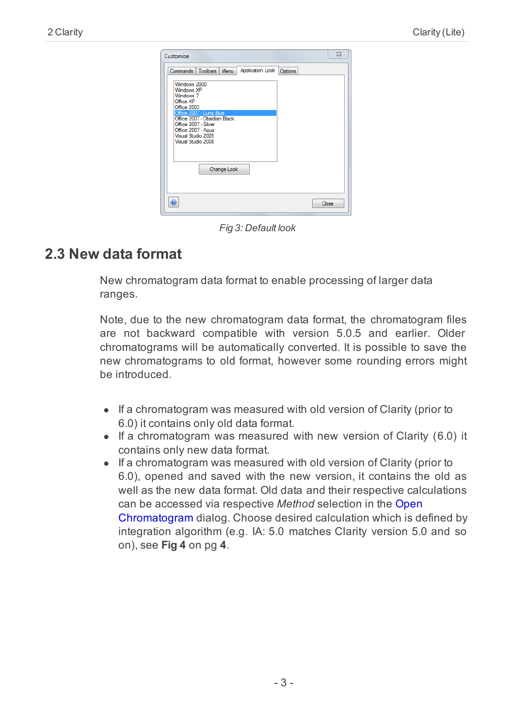Fig 3: Default look

## 2.3 New data format

New chromatogram data format to enable processing of larger data ranges.

Note, due to the new chromatogram data format, the chromatogram files are not backward compatible with version 5.0.5 and earlier. Older chromatograms will be automatically converted. It is possible to save the new chromatograms to old format, however some rounding errors might be introduced.

- If a chromatogram was measured with old version of Clarity (prior to 6.0) it contains only old data format.
- If a chromatogram was measured with new version of Clarity (6.0) it contains only new data format.
- If a chromatogram was measured with old version of Clarity (prior to 6.0), opened and saved with the new version, it contains the old as well as the new data format. Old data and their respective calculations can be accessed via respective *Method* selection in the Open Chromatogram dialog. Choose desired calculation which is defined by integration algorithm (e.g. IA: 5.0 matches Clarity version 5.0 and so on), see **Fig 4** on pg **4**.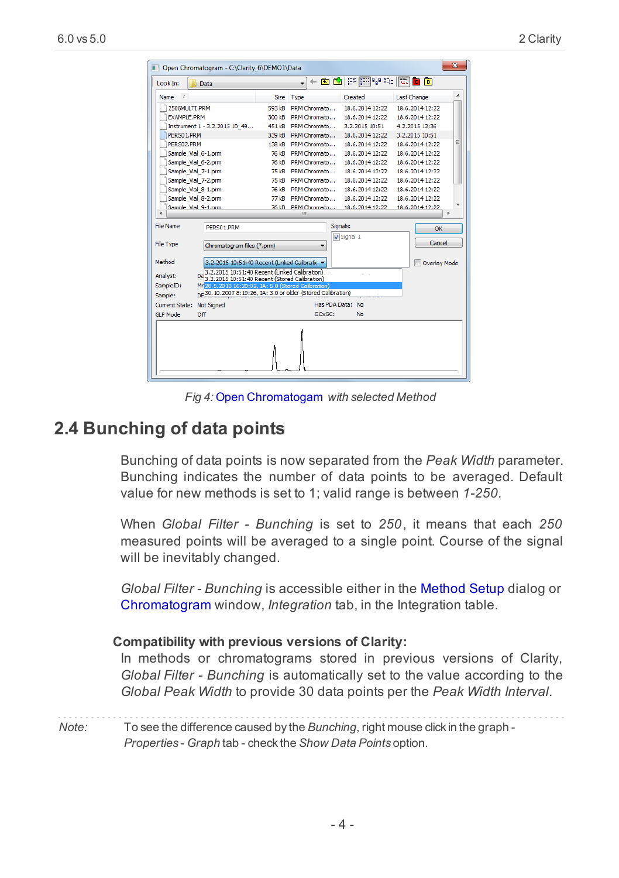Fig 4: Open Chromatogam with selected Method

## 2.4 Bunching of data points

Bunching of data points is now separated from the *Peak Width* parameter. Bunching indicates the number of data points to be averaged. Default value for new methods is set to 1; valid range is between *1-250*.

When *Global Filter - Bunching* is set to *250*, it means that each *250* measured points will be averaged to a single point. Course of the signal will be inevitably changed.

*Global Filter - Bunching* is accessible either in the Method Setup dialog or Chromatogram window, *Integration* tab, in the Integration table.

**Compatibility with previous versions of Clarity:**

In methods or chromatograms stored in previous versions of Clarity, *Global Filter - Bunching* is automatically set to the value according to the *Global Peak Width* to provide 30 data points per the *Peak Width Interval*.

*Note:* To see the difference caused by the *Bunching*, right mouse click in the graph - *Properties - Graph* tab - check the *Show Data Points* option.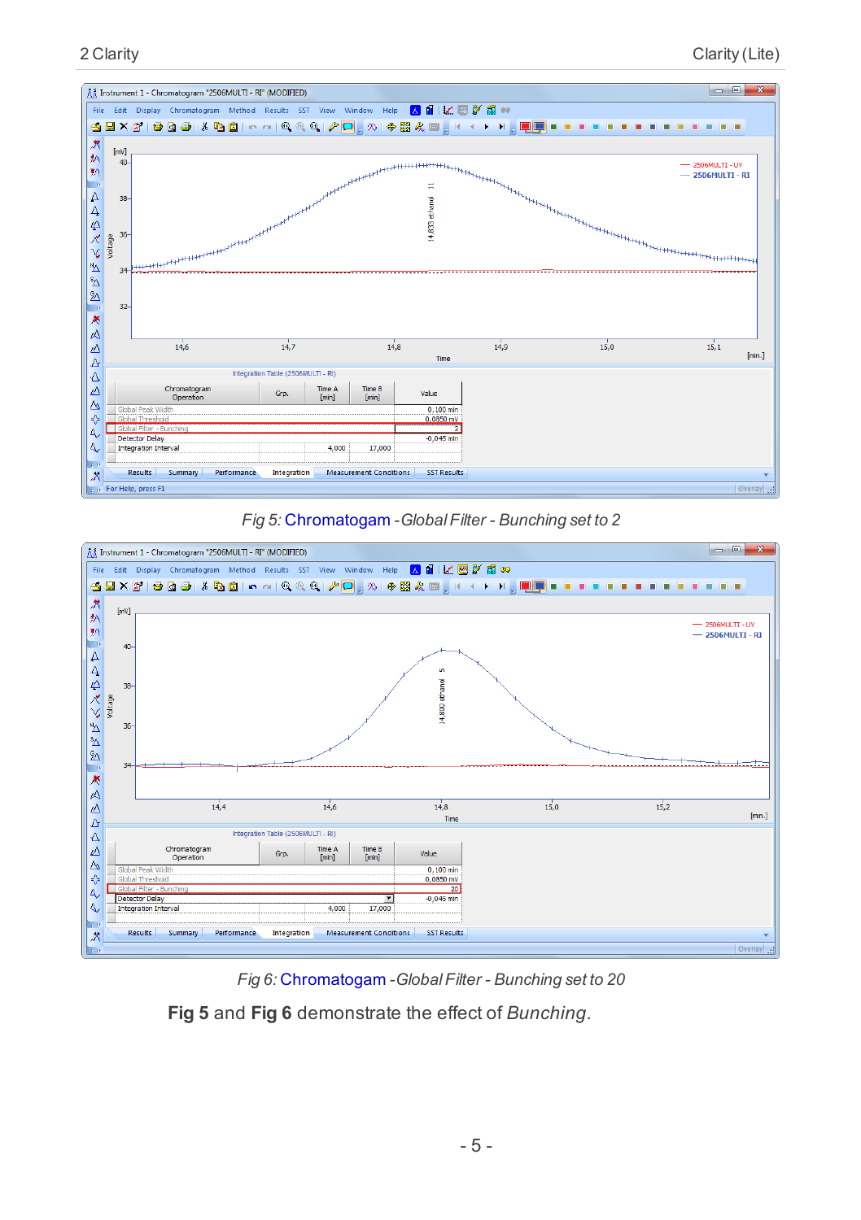Fig 5: Chromatogam - Global Filter - Bunching set to 2

Fig 6: Chromatogam - Global Filter - Bunching set to 20

**Fig 5** and **Fig 6** demonstrate the effect of *Bunching*.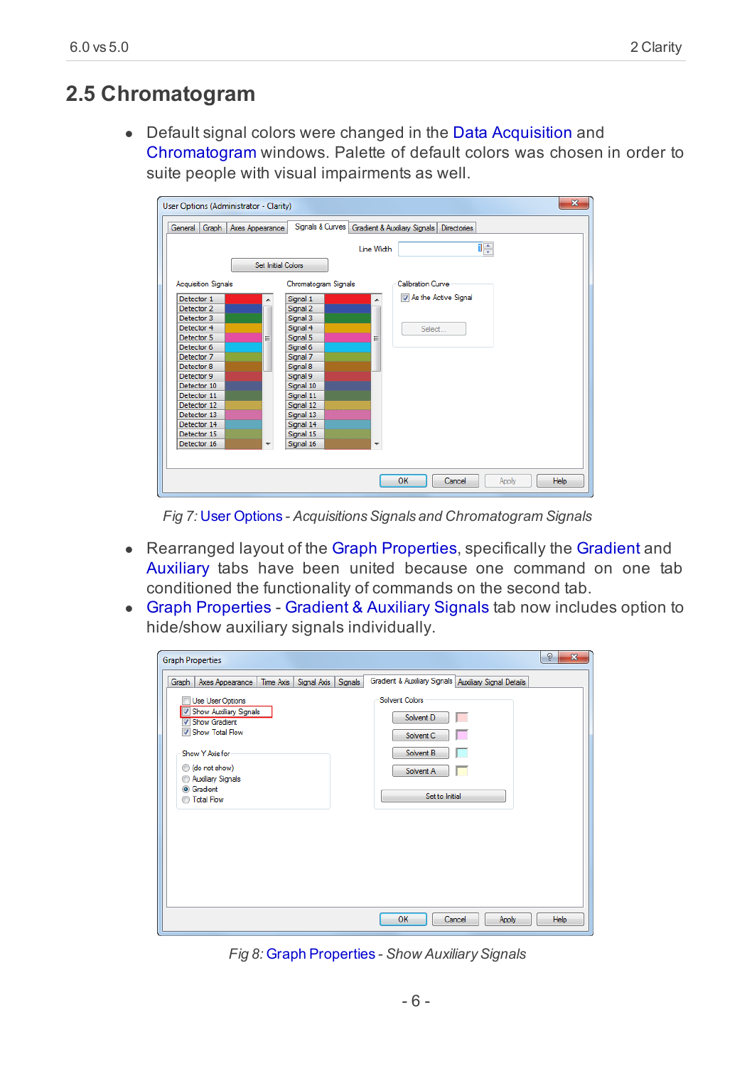## 2.5 Chromatogram

- Default signal colors were changed in the Data Acquisition and Chromatogram windows. Palette of default colors was chosen in order to suite people with visual impairments as well.

*Fig 7: User Options - Acquisitions Signals and Chromatogram Signals*

- Rearranged layout of the Graph Properties, specifically the Gradient and Auxiliary tabs have been united because one command on one tab conditioned the functionality of commands on the second tab.
- Graph Properties - Gradient & Auxiliary Signals tab now includes option to hide/show auxiliary signals individually.

*Fig 8: Graph Properties - Show Auxiliary Signals*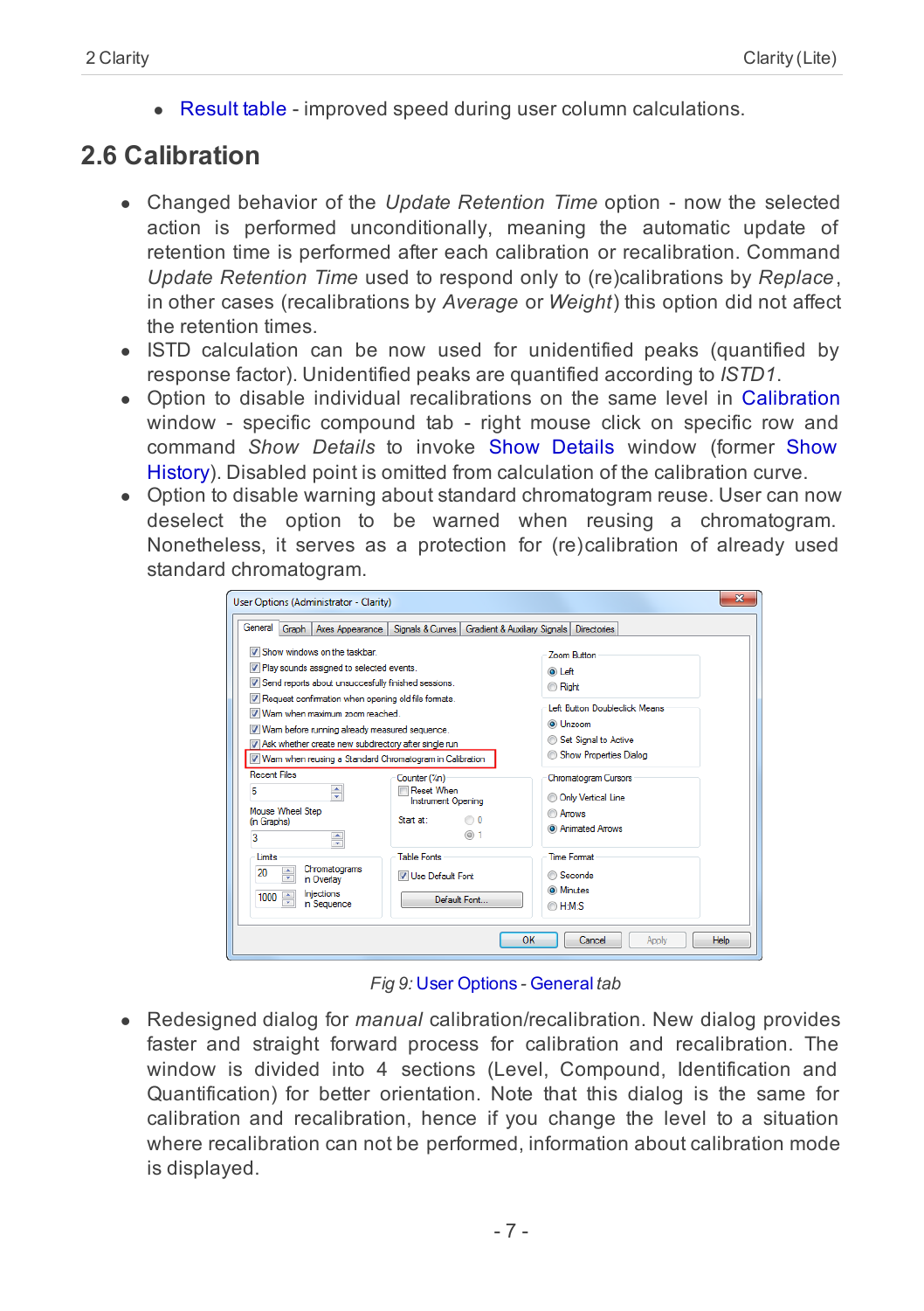- Result table - improved speed during user column calculations.

## 2.6 Calibration

- Changed behavior of the *Update Retention Time* option - now the selected action is performed unconditionally, meaning the automatic update of retention time is performed after each calibration or recalibration. Command *Update Retention Time* used to respond only to (re)calibrations by *Replace*, in other cases (recalibrations by *Average* or *Weight*) this option did not affect the retention times.
- ISTD calculation can be now used for unidentified peaks (quantified by response factor). Unidentified peaks are quantified according to *ISTD1*.
- Option to disable individual recalibrations on the same level in Calibration window - specific compound tab - right mouse click on specific row and command *Show Details* to invoke Show Details window (former Show History). Disabled point is omitted from calculation of the calibration curve.
- Option to disable warning about standard chromatogram reuse. User can now deselect the option to be warned when reusing a chromatogram. Nonetheless, it serves as a protection for (re)calibration of already used standard chromatogram.

*Fig 9:* User Options - General *tab*

- Redesigned dialog for *manual* calibration/recalibration. New dialog provides faster and straight forward process for calibration and recalibration. The window is divided into 4 sections (Level, Compound, Identification and Quantification) for better orientation. Note that this dialog is the same for calibration and recalibration, hence if you change the level to a situation where recalibration can not be performed, information about calibration mode is displayed.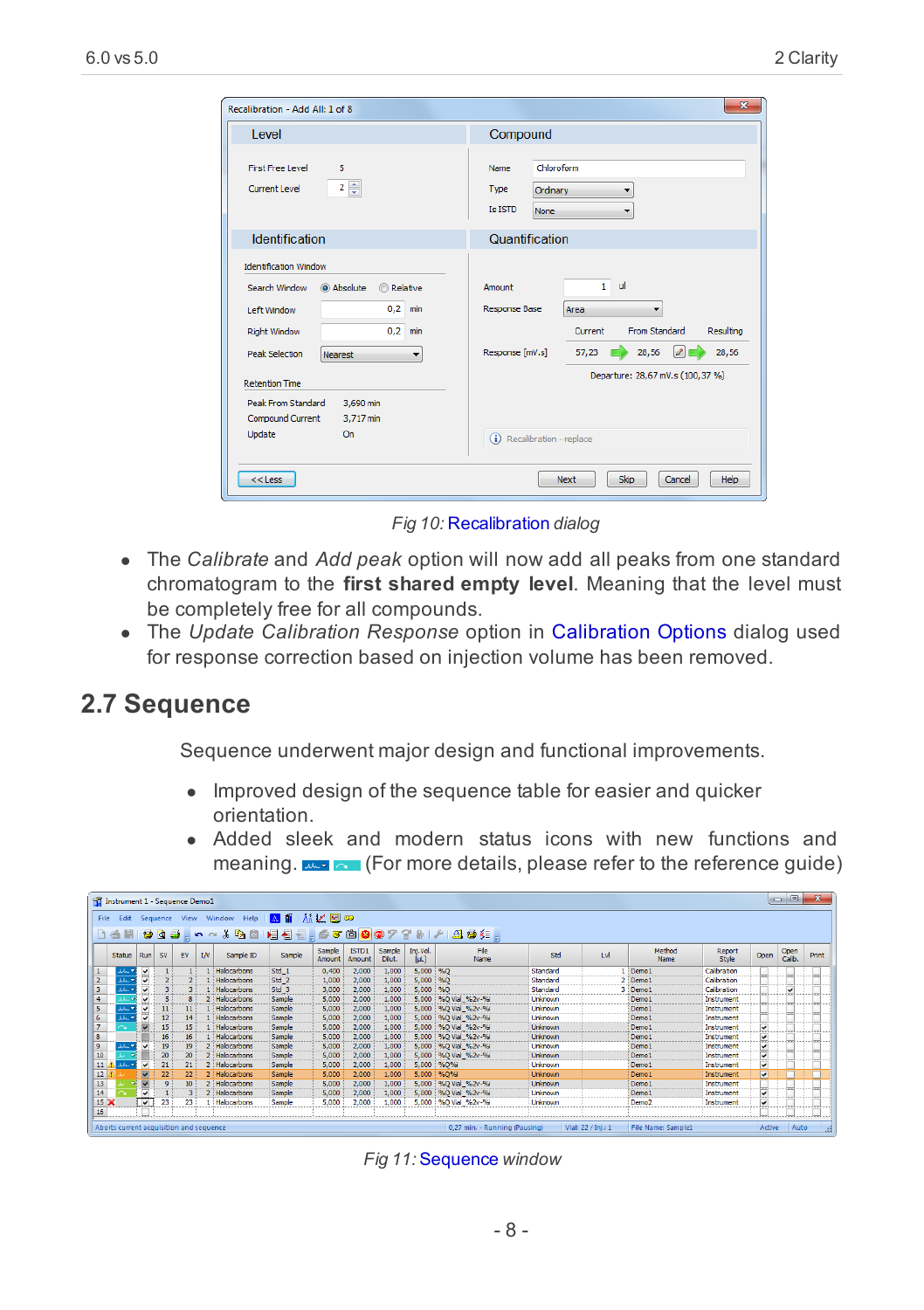*Fig 10: Recalibration dialog*

- The *Calibrate* and *Add peak* option will now add all peaks from one standard chromatogram to the **first shared empty level**. Meaning that the level must be completely free for all compounds.
- The *Update Calibration Response* option in Calibration Options dialog used for response correction based on injection volume has been removed.

## 2.7 Sequence

Sequence underwent major design and functional improvements.

- Improved design of the sequence table for easier and quicker orientation.
- Added sleek and modern status icons with new functions and meaning. (For more details, please refer to the reference guide)

*Fig 11: Sequence window*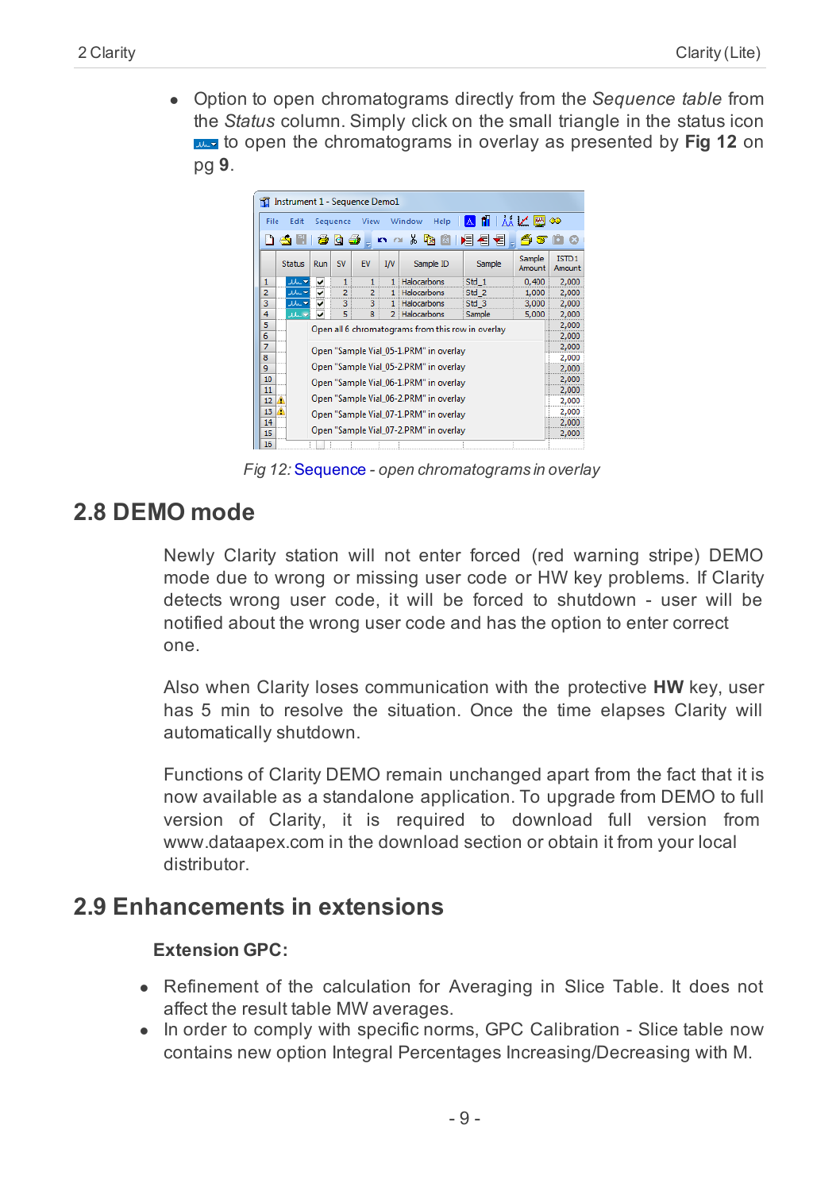- Option to open chromatograms directly from the *Sequence table* from the *Status* column. Simply click on the small triangle in the status icon to open the chromatograms in overlay as presented by **Fig 12** on pg **9**.

*Fig 12: Sequence - open chromatograms in overlay*

## 2.8 DEMO mode

Newly Clarity station will not enter forced (red warning stripe) DEMO mode due to wrong or missing user code or HW key problems. If Clarity detects wrong user code, it will be forced to shutdown - user will be notified about the wrong user code and has the option to enter correct one.

Also when Clarity loses communication with the protective **HW** key, user has 5 min to resolve the situation. Once the time elapses Clarity will automatically shutdown.

Functions of Clarity DEMO remain unchanged apart from the fact that it is now available as a standalone application. To upgrade from DEMO to full version of Clarity, it is required to download full version from www.dataapex.com in the download section or obtain it from your local distributor.

## 2.9 Enhancements in extensions

**Extension GPC:**

- Refinement of the calculation for Averaging in Slice Table. It does not affect the result table MW averages.
- In order to comply with specific norms, GPC Calibration - Slice table now contains new option Integral Percentages Increasing/Decreasing with M.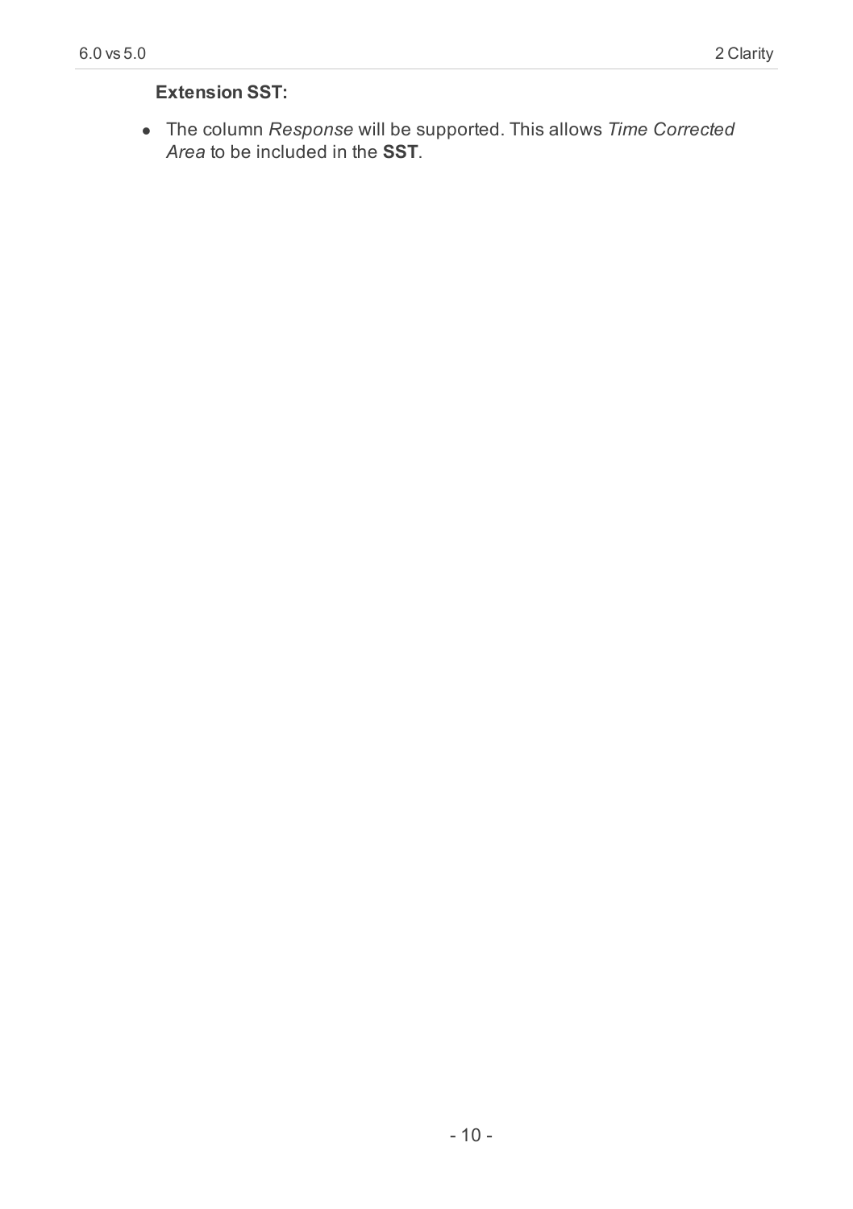**Extension SST:**

- The column *Response* will be supported. This allows *Time Corrected Area* to be included in the **SST**.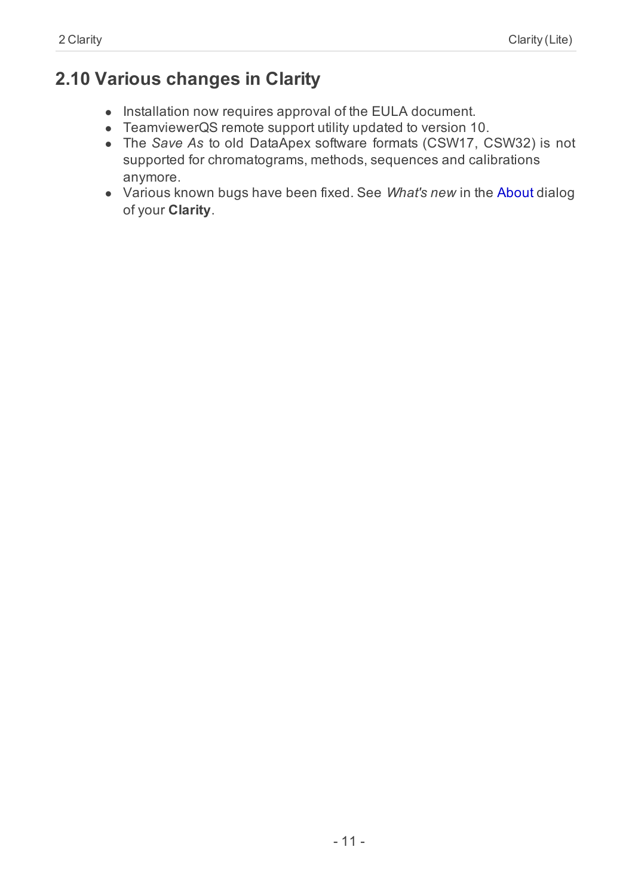## 2.10 Various changes in Clarity

- Installation now requires approval of the EULA document.
- TeamviewerQS remote support utility updated to version 10.
- The *Save As* to old DataApex software formats (CSW17, CSW32) is not supported for chromatograms, methods, sequences and calibrations anymore.
- Various known bugs have been fixed. See *What's new* in the About dialog of your **Clarity**.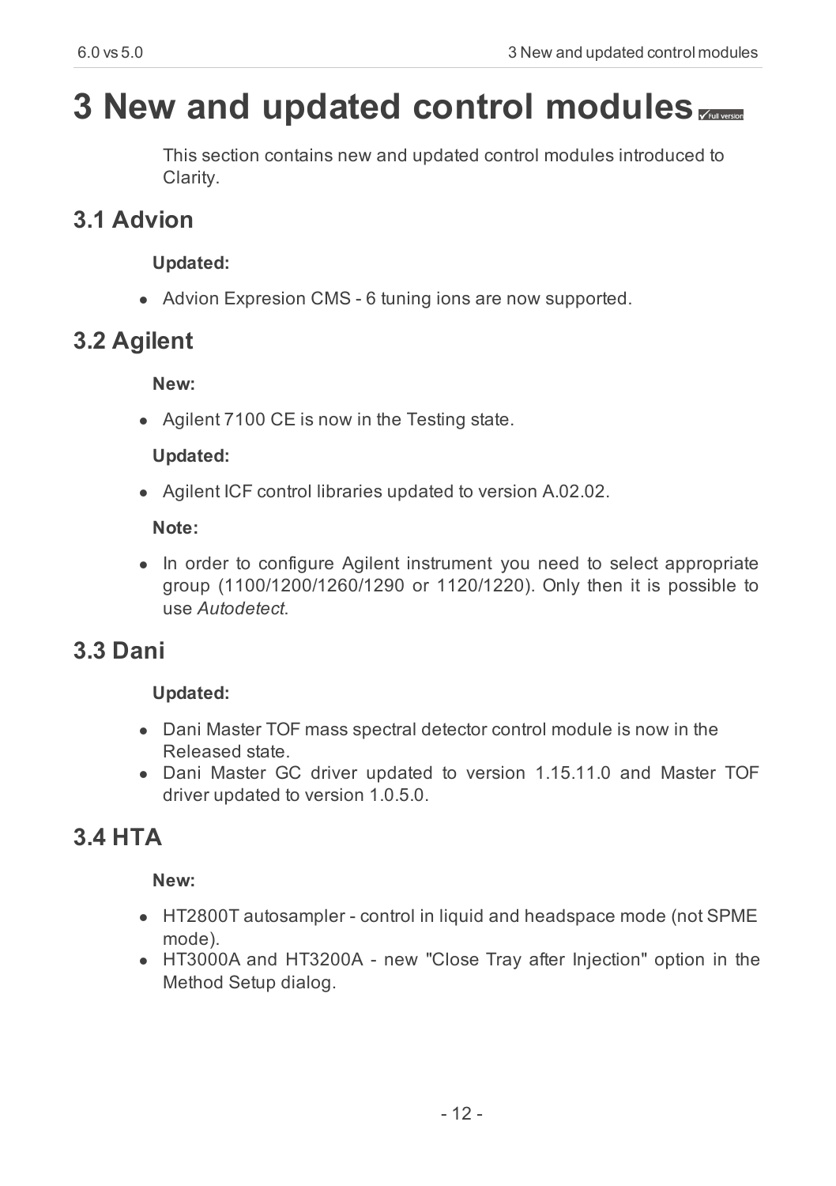# 3 New and updated control modules

This section contains new and updated control modules introduced to Clarity.

## 3.1 Advion

**Updated:**

- Advion Expresion CMS - 6 tuning ions are now supported.

## 3.2 Agilent

**New:**

- Agilent 7100 CE is now in the Testing state.

**Updated:**

- Agilent ICF control libraries updated to version A.02.02.

**Note:**

- In order to configure Agilent instrument you need to select appropriate group (1100/1200/1260/1290 or 1120/1220). Only then it is possible to use *Autodetect*.

## 3.3 Dani

**Updated:**

- Dani Master TOF mass spectral detector control module is now in the Released state.
- Dani Master GC driver updated to version 1.15.11.0 and Master TOF driver updated to version 1.0.5.0.

## 3.4 HTA

**New:**

- HT2800T autosampler - control in liquid and headspace mode (not SPME mode).
- HT3000A and HT3200A - new "Close Tray after Injection" option in the Method Setup dialog.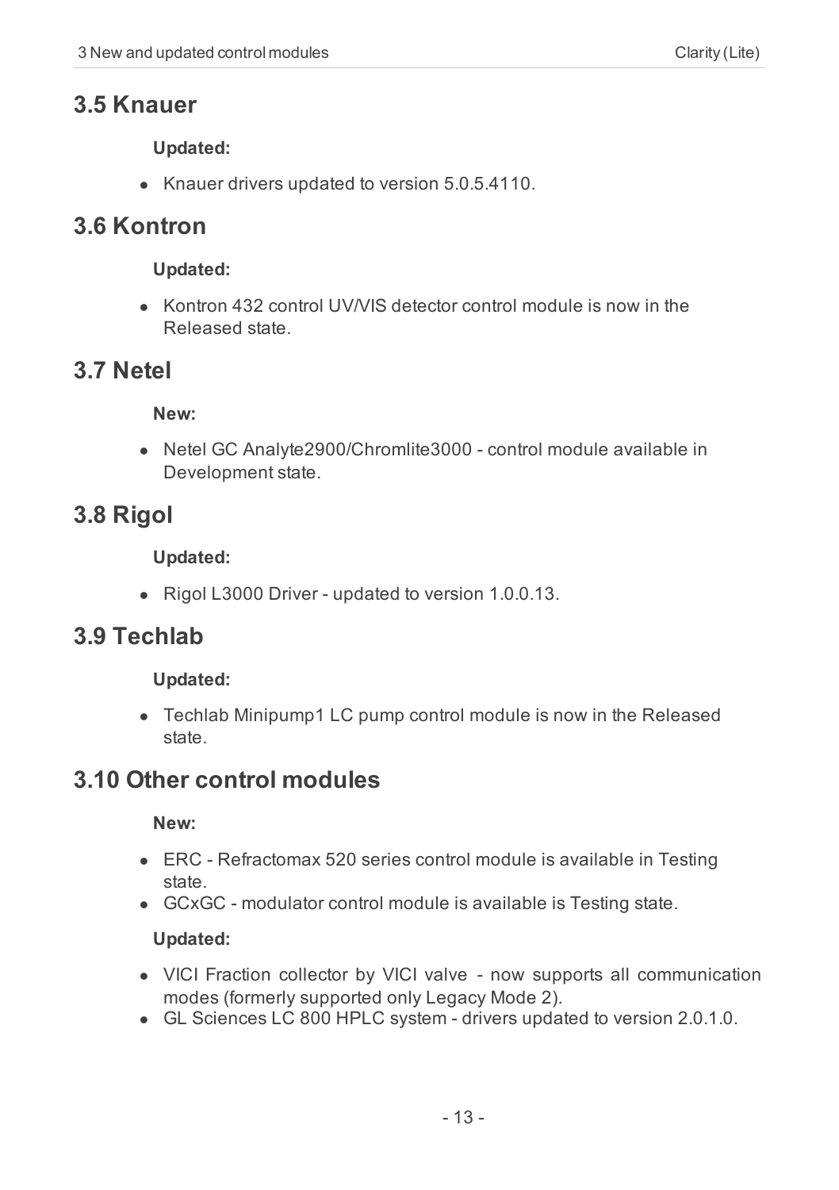## 3.5 Knauer

**Updated:**

- Knauer drivers updated to version 5.0.5.4110.

## 3.6 Kontron

**Updated:**

- Kontron 432 control UV/VIS detector control module is now in the Released state.

## 3.7 Netel

**New:**

- Netel GC Analyte2900/Chromlite3000 - control module available in Development state.

## 3.8 Rigol

**Updated:**

- Rigol L3000 Driver - updated to version 1.0.0.13.

## 3.9 Techlab

**Updated:**

- Techlab Minipump1 LC pump control module is now in the Released state.

## 3.10 Other control modules

**New:**

- ERC - Refractomax 520 series control module is available in Testing state.
- GCxGC - modulator control module is available is Testing state.

**Updated:**

- VICI Fraction collector by VICI valve - now supports all communication modes (formerly supported only Legacy Mode 2).
- GL Sciences LC 800 HPLC system - drivers updated to version 2.0.1.0.